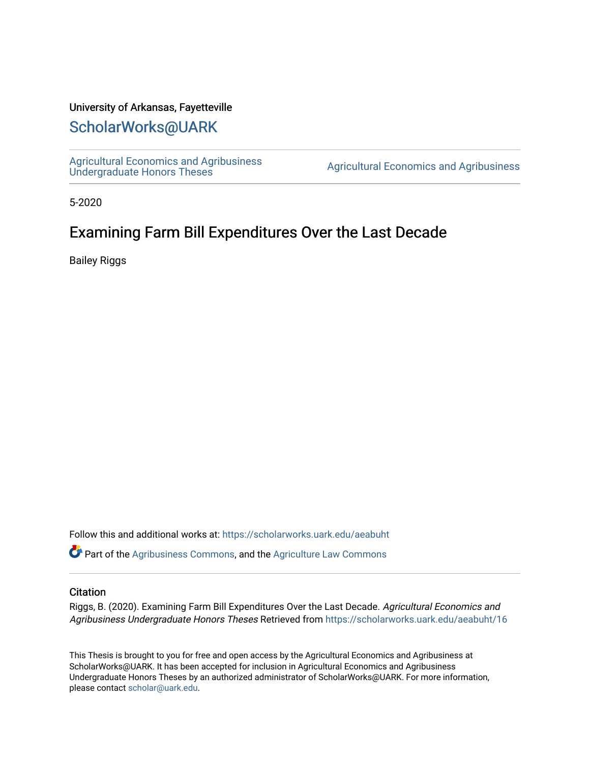University of Arkansas, Fayetteville

# ScholarWorks@UARK

Agricultural Economics and Agribusiness Undergraduate Honors Theses

Agricultural Economics and Agribusiness

5-2020

# Examining Farm Bill Expenditures Over the Last Decade

Bailey Riggs

Follow this and additional works at: https://scholarworks.uark.edu/aeabuht

Part of the Agribusiness Commons, and the Agriculture Law Commons

## Citation

Riggs, B. (2020). Examining Farm Bill Expenditures Over the Last Decade. *Agricultural Economics and Agribusiness Undergraduate Honors Theses* Retrieved from https://scholarworks.uark.edu/aeabuht/16

This Thesis is brought to you for free and open access by the Agricultural Economics and Agribusiness at ScholarWorks@UARK. It has been accepted for inclusion in Agricultural Economics and Agribusiness Undergraduate Honors Theses by an authorized administrator of ScholarWorks@UARK. For more information, please contact scholar@uark.edu.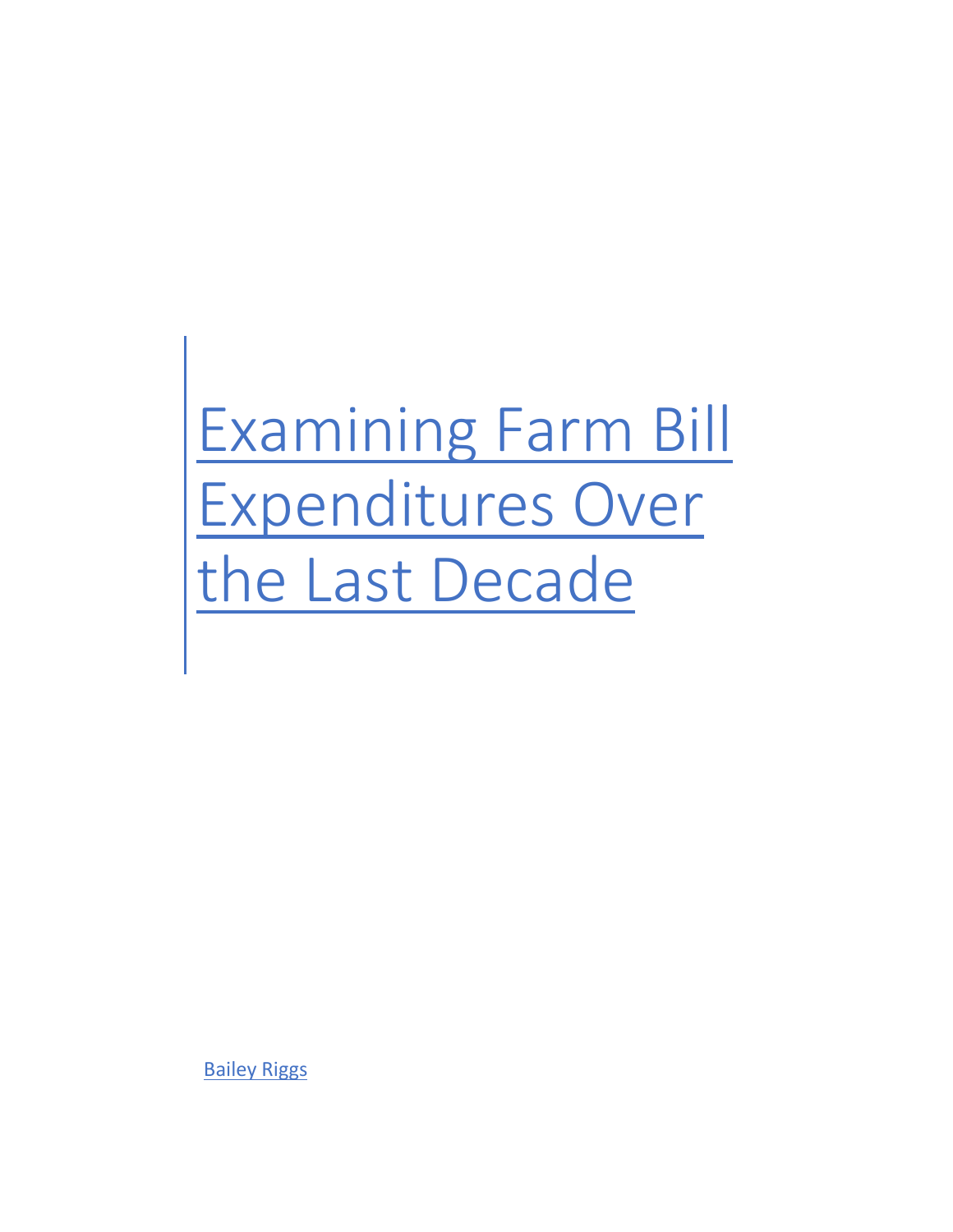# Examining Farm Bill Expenditures Over the Last Decade

Bailey Riggs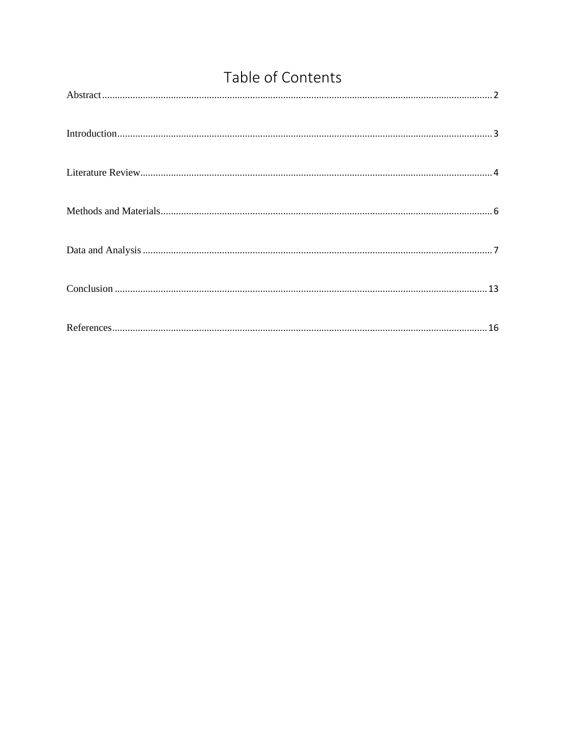# Table of Contents

Abstract........................................................................................................................................................2

Introduction...................................................................................................................................................3

Literature Review..........................................................................................................................................4

Methods and Materials..................................................................................................................................6

Data and Analysis .........................................................................................................................................7

Conclusion ..................................................................................................................................................13

References...................................................................................................................................................16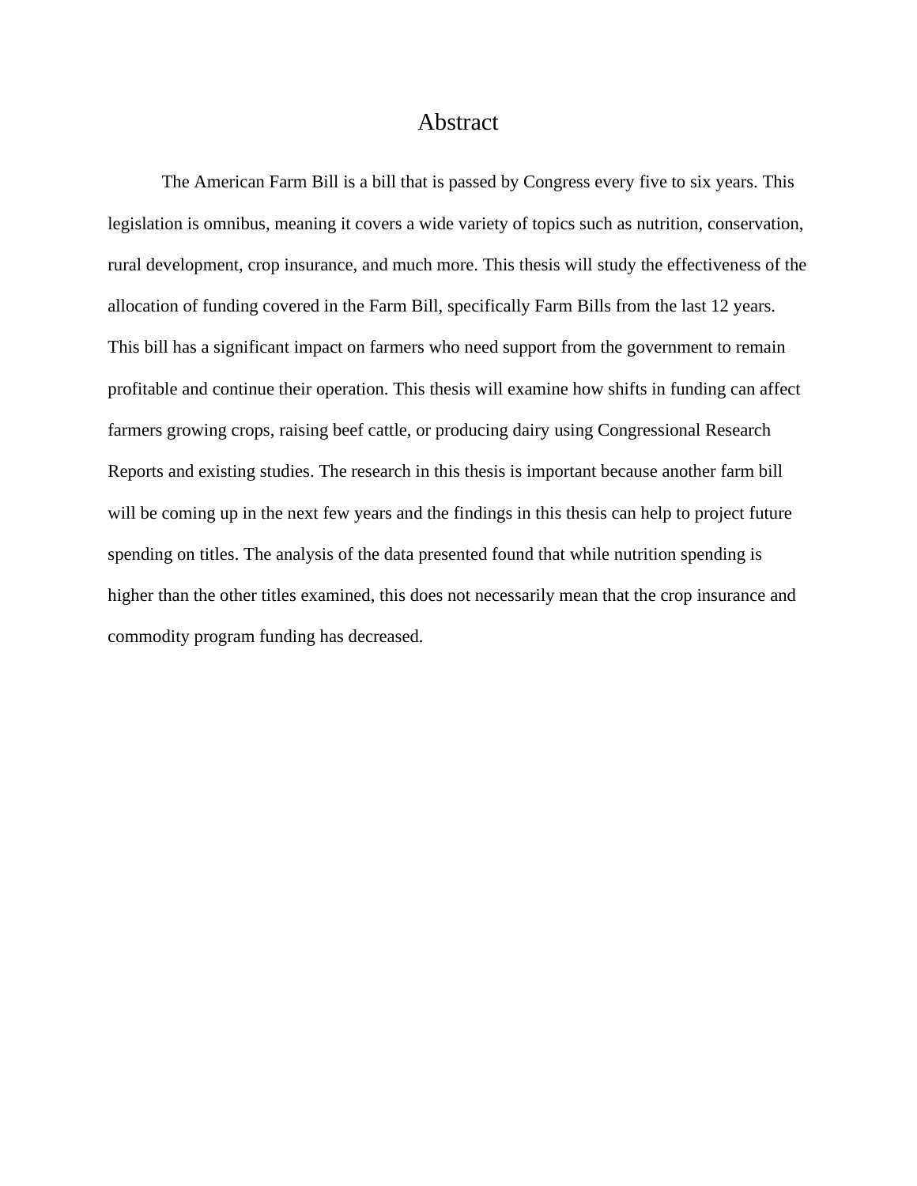# Abstract

The American Farm Bill is a bill that is passed by Congress every five to six years. This legislation is omnibus, meaning it covers a wide variety of topics such as nutrition, conservation, rural development, crop insurance, and much more. This thesis will study the effectiveness of the allocation of funding covered in the Farm Bill, specifically Farm Bills from the last 12 years. This bill has a significant impact on farmers who need support from the government to remain profitable and continue their operation. This thesis will examine how shifts in funding can affect farmers growing crops, raising beef cattle, or producing dairy using Congressional Research Reports and existing studies. The research in this thesis is important because another farm bill will be coming up in the next few years and the findings in this thesis can help to project future spending on titles. The analysis of the data presented found that while nutrition spending is higher than the other titles examined, this does not necessarily mean that the crop insurance and commodity program funding has decreased.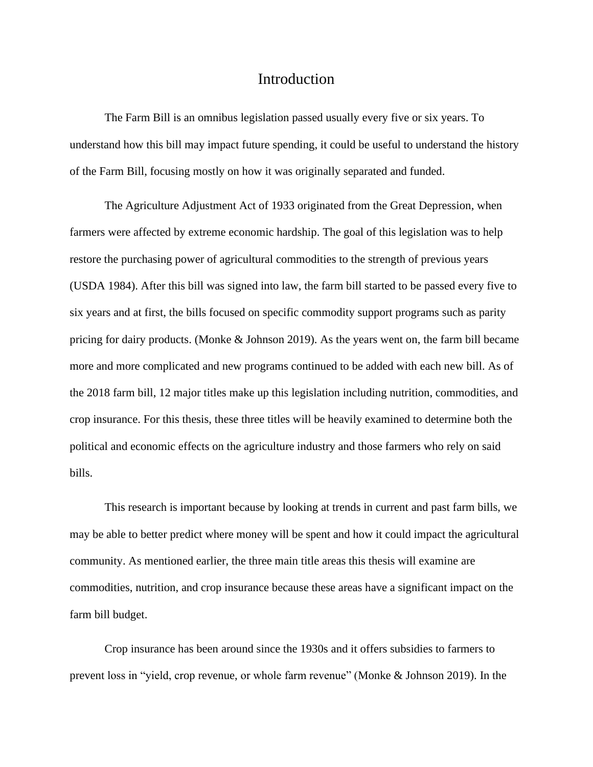# Introduction

The Farm Bill is an omnibus legislation passed usually every five or six years. To understand how this bill may impact future spending, it could be useful to understand the history of the Farm Bill, focusing mostly on how it was originally separated and funded.

The Agriculture Adjustment Act of 1933 originated from the Great Depression, when farmers were affected by extreme economic hardship. The goal of this legislation was to help restore the purchasing power of agricultural commodities to the strength of previous years (USDA 1984). After this bill was signed into law, the farm bill started to be passed every five to six years and at first, the bills focused on specific commodity support programs such as parity pricing for dairy products. (Monke & Johnson 2019). As the years went on, the farm bill became more and more complicated and new programs continued to be added with each new bill. As of the 2018 farm bill, 12 major titles make up this legislation including nutrition, commodities, and crop insurance. For this thesis, these three titles will be heavily examined to determine both the political and economic effects on the agriculture industry and those farmers who rely on said bills.

This research is important because by looking at trends in current and past farm bills, we may be able to better predict where money will be spent and how it could impact the agricultural community. As mentioned earlier, the three main title areas this thesis will examine are commodities, nutrition, and crop insurance because these areas have a significant impact on the farm bill budget.

Crop insurance has been around since the 1930s and it offers subsidies to farmers to prevent loss in "yield, crop revenue, or whole farm revenue" (Monke & Johnson 2019). In the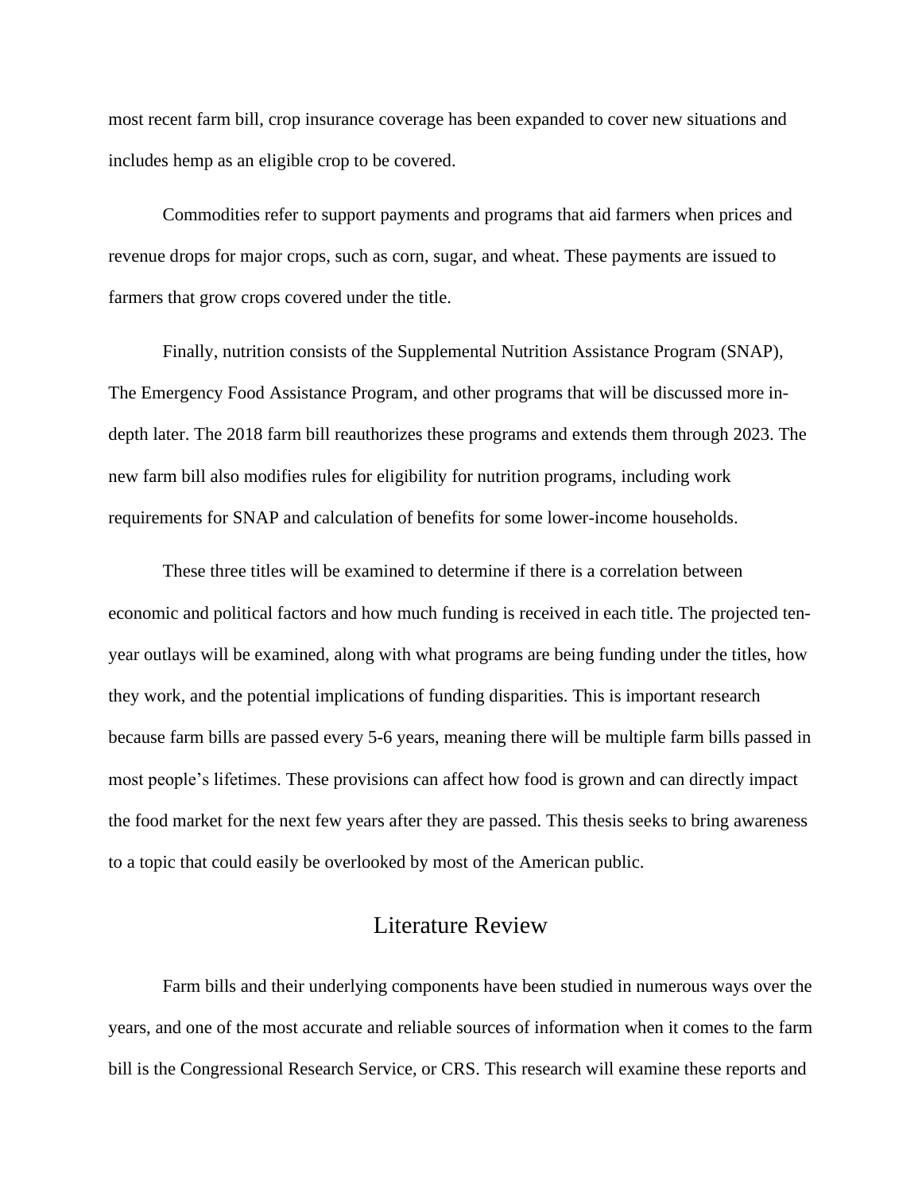most recent farm bill, crop insurance coverage has been expanded to cover new situations and includes hemp as an eligible crop to be covered.

Commodities refer to support payments and programs that aid farmers when prices and revenue drops for major crops, such as corn, sugar, and wheat. These payments are issued to farmers that grow crops covered under the title.

Finally, nutrition consists of the Supplemental Nutrition Assistance Program (SNAP), The Emergency Food Assistance Program, and other programs that will be discussed more in-depth later. The 2018 farm bill reauthorizes these programs and extends them through 2023. The new farm bill also modifies rules for eligibility for nutrition programs, including work requirements for SNAP and calculation of benefits for some lower-income households.

These three titles will be examined to determine if there is a correlation between economic and political factors and how much funding is received in each title. The projected ten-year outlays will be examined, along with what programs are being funding under the titles, how they work, and the potential implications of funding disparities. This is important research because farm bills are passed every 5-6 years, meaning there will be multiple farm bills passed in most people's lifetimes. These provisions can affect how food is grown and can directly impact the food market for the next few years after they are passed. This thesis seeks to bring awareness to a topic that could easily be overlooked by most of the American public.

## Literature Review

Farm bills and their underlying components have been studied in numerous ways over the years, and one of the most accurate and reliable sources of information when it comes to the farm bill is the Congressional Research Service, or CRS. This research will examine these reports and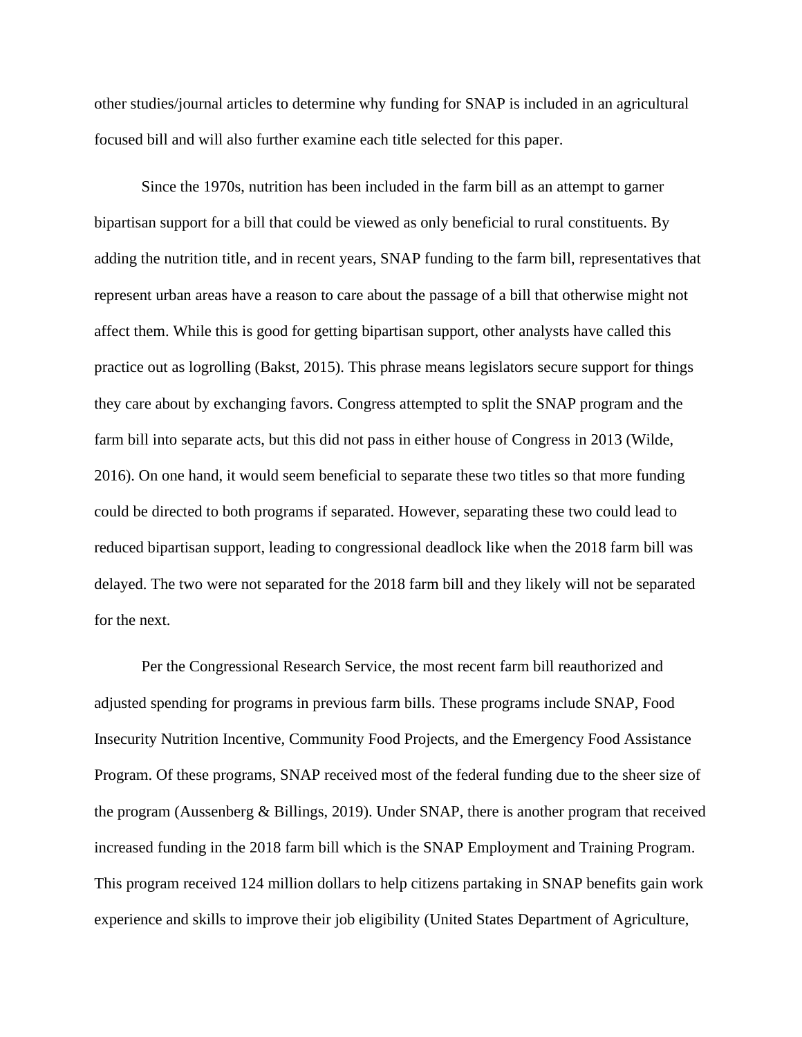other studies/journal articles to determine why funding for SNAP is included in an agricultural focused bill and will also further examine each title selected for this paper.

Since the 1970s, nutrition has been included in the farm bill as an attempt to garner bipartisan support for a bill that could be viewed as only beneficial to rural constituents. By adding the nutrition title, and in recent years, SNAP funding to the farm bill, representatives that represent urban areas have a reason to care about the passage of a bill that otherwise might not affect them. While this is good for getting bipartisan support, other analysts have called this practice out as logrolling (Bakst, 2015). This phrase means legislators secure support for things they care about by exchanging favors. Congress attempted to split the SNAP program and the farm bill into separate acts, but this did not pass in either house of Congress in 2013 (Wilde, 2016). On one hand, it would seem beneficial to separate these two titles so that more funding could be directed to both programs if separated. However, separating these two could lead to reduced bipartisan support, leading to congressional deadlock like when the 2018 farm bill was delayed. The two were not separated for the 2018 farm bill and they likely will not be separated for the next.

Per the Congressional Research Service, the most recent farm bill reauthorized and adjusted spending for programs in previous farm bills. These programs include SNAP, Food Insecurity Nutrition Incentive, Community Food Projects, and the Emergency Food Assistance Program. Of these programs, SNAP received most of the federal funding due to the sheer size of the program (Aussenberg & Billings, 2019). Under SNAP, there is another program that received increased funding in the 2018 farm bill which is the SNAP Employment and Training Program. This program received 124 million dollars to help citizens partaking in SNAP benefits gain work experience and skills to improve their job eligibility (United States Department of Agriculture,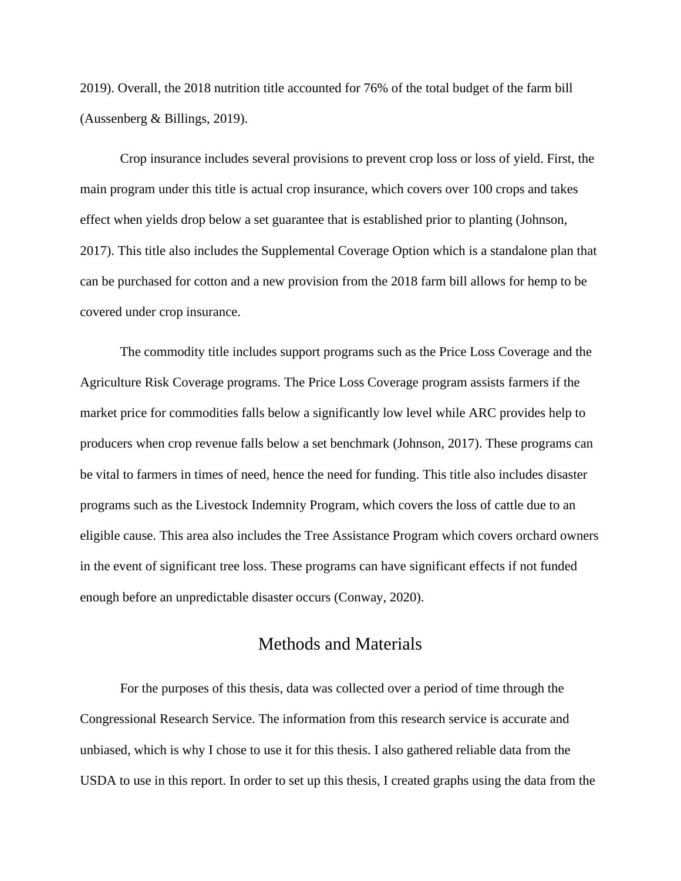2019). Overall, the 2018 nutrition title accounted for 76% of the total budget of the farm bill (Aussenberg & Billings, 2019).

Crop insurance includes several provisions to prevent crop loss or loss of yield. First, the main program under this title is actual crop insurance, which covers over 100 crops and takes effect when yields drop below a set guarantee that is established prior to planting (Johnson, 2017). This title also includes the Supplemental Coverage Option which is a standalone plan that can be purchased for cotton and a new provision from the 2018 farm bill allows for hemp to be covered under crop insurance.

The commodity title includes support programs such as the Price Loss Coverage and the Agriculture Risk Coverage programs. The Price Loss Coverage program assists farmers if the market price for commodities falls below a significantly low level while ARC provides help to producers when crop revenue falls below a set benchmark (Johnson, 2017). These programs can be vital to farmers in times of need, hence the need for funding. This title also includes disaster programs such as the Livestock Indemnity Program, which covers the loss of cattle due to an eligible cause. This area also includes the Tree Assistance Program which covers orchard owners in the event of significant tree loss. These programs can have significant effects if not funded enough before an unpredictable disaster occurs (Conway, 2020).

## Methods and Materials

For the purposes of this thesis, data was collected over a period of time through the Congressional Research Service. The information from this research service is accurate and unbiased, which is why I chose to use it for this thesis. I also gathered reliable data from the USDA to use in this report. In order to set up this thesis, I created graphs using the data from the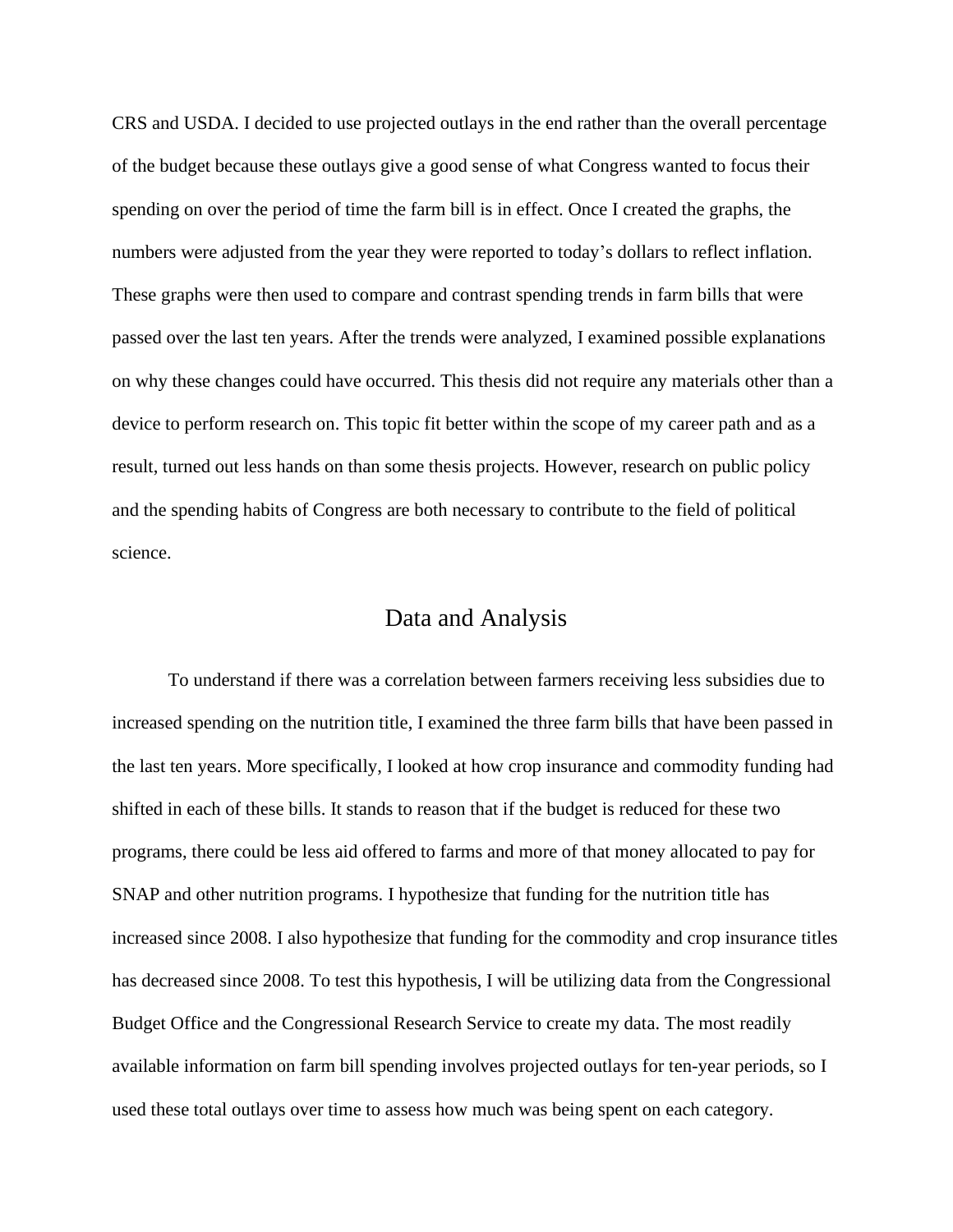CRS and USDA. I decided to use projected outlays in the end rather than the overall percentage of the budget because these outlays give a good sense of what Congress wanted to focus their spending on over the period of time the farm bill is in effect. Once I created the graphs, the numbers were adjusted from the year they were reported to today's dollars to reflect inflation. These graphs were then used to compare and contrast spending trends in farm bills that were passed over the last ten years. After the trends were analyzed, I examined possible explanations on why these changes could have occurred. This thesis did not require any materials other than a device to perform research on. This topic fit better within the scope of my career path and as a result, turned out less hands on than some thesis projects. However, research on public policy and the spending habits of Congress are both necessary to contribute to the field of political science.

## Data and Analysis

To understand if there was a correlation between farmers receiving less subsidies due to increased spending on the nutrition title, I examined the three farm bills that have been passed in the last ten years. More specifically, I looked at how crop insurance and commodity funding had shifted in each of these bills. It stands to reason that if the budget is reduced for these two programs, there could be less aid offered to farms and more of that money allocated to pay for SNAP and other nutrition programs. I hypothesize that funding for the nutrition title has increased since 2008. I also hypothesize that funding for the commodity and crop insurance titles has decreased since 2008. To test this hypothesis, I will be utilizing data from the Congressional Budget Office and the Congressional Research Service to create my data. The most readily available information on farm bill spending involves projected outlays for ten-year periods, so I used these total outlays over time to assess how much was being spent on each category.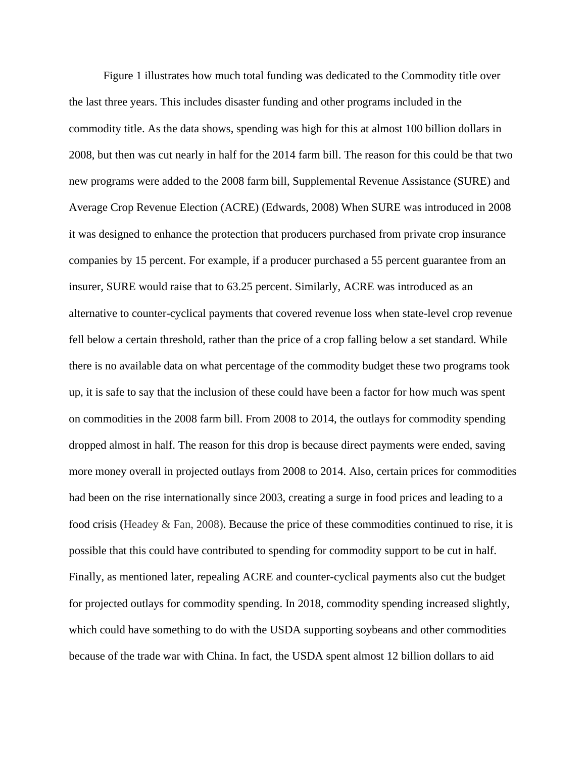Figure 1 illustrates how much total funding was dedicated to the Commodity title over the last three years. This includes disaster funding and other programs included in the commodity title. As the data shows, spending was high for this at almost 100 billion dollars in 2008, but then was cut nearly in half for the 2014 farm bill. The reason for this could be that two new programs were added to the 2008 farm bill, Supplemental Revenue Assistance (SURE) and Average Crop Revenue Election (ACRE) (Edwards, 2008) When SURE was introduced in 2008 it was designed to enhance the protection that producers purchased from private crop insurance companies by 15 percent. For example, if a producer purchased a 55 percent guarantee from an insurer, SURE would raise that to 63.25 percent. Similarly, ACRE was introduced as an alternative to counter-cyclical payments that covered revenue loss when state-level crop revenue fell below a certain threshold, rather than the price of a crop falling below a set standard. While there is no available data on what percentage of the commodity budget these two programs took up, it is safe to say that the inclusion of these could have been a factor for how much was spent on commodities in the 2008 farm bill. From 2008 to 2014, the outlays for commodity spending dropped almost in half. The reason for this drop is because direct payments were ended, saving more money overall in projected outlays from 2008 to 2014. Also, certain prices for commodities had been on the rise internationally since 2003, creating a surge in food prices and leading to a food crisis (Headey & Fan, 2008). Because the price of these commodities continued to rise, it is possible that this could have contributed to spending for commodity support to be cut in half. Finally, as mentioned later, repealing ACRE and counter-cyclical payments also cut the budget for projected outlays for commodity spending. In 2018, commodity spending increased slightly, which could have something to do with the USDA supporting soybeans and other commodities because of the trade war with China. In fact, the USDA spent almost 12 billion dollars to aid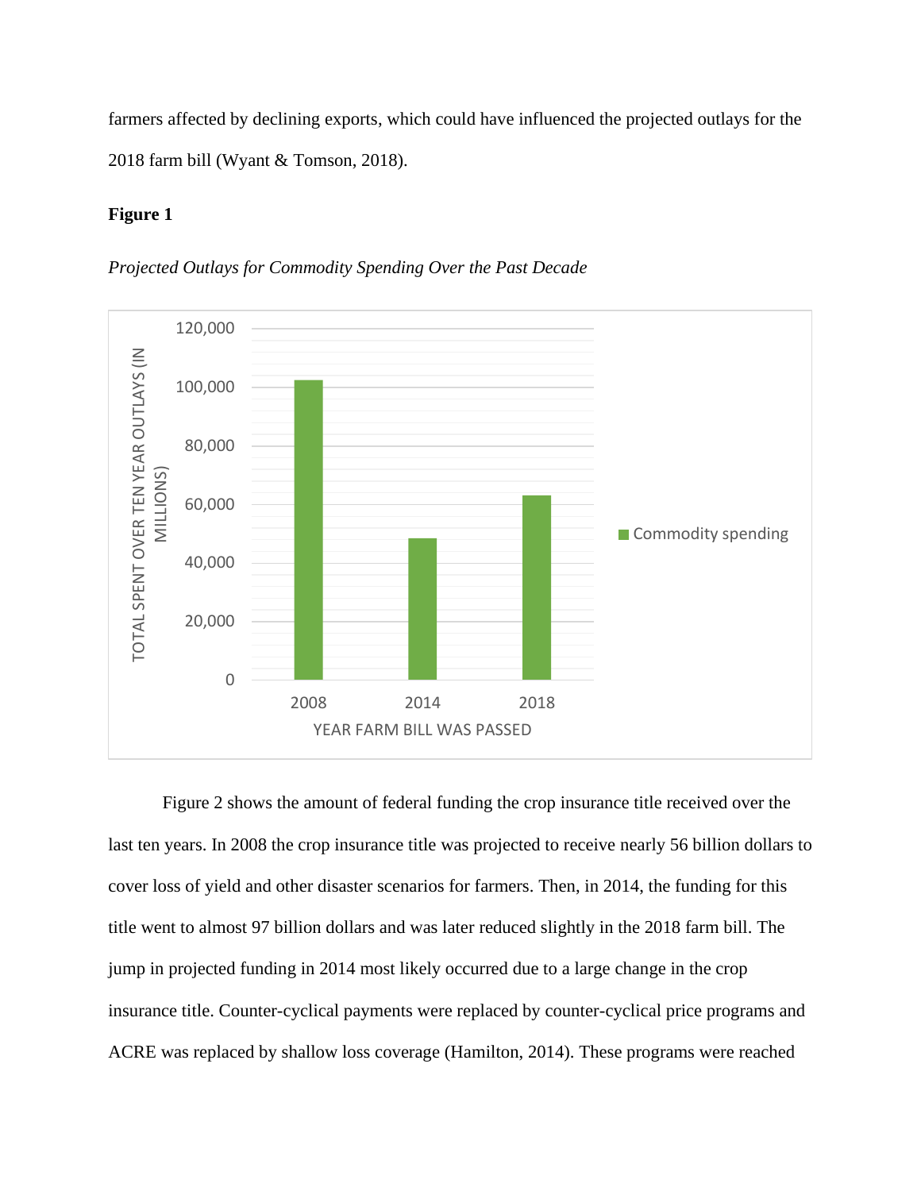farmers affected by declining exports, which could have influenced the projected outlays for the 2018 farm bill (Wyant & Tomson, 2018).

**Figure 1**

*Projected Outlays for Commodity Spending Over the Past Decade*

Figure 2 shows the amount of federal funding the crop insurance title received over the last ten years. In 2008 the crop insurance title was projected to receive nearly 56 billion dollars to cover loss of yield and other disaster scenarios for farmers. Then, in 2014, the funding for this title went to almost 97 billion dollars and was later reduced slightly in the 2018 farm bill. The jump in projected funding in 2014 most likely occurred due to a large change in the crop insurance title. Counter-cyclical payments were replaced by counter-cyclical price programs and ACRE was replaced by shallow loss coverage (Hamilton, 2014). These programs were reached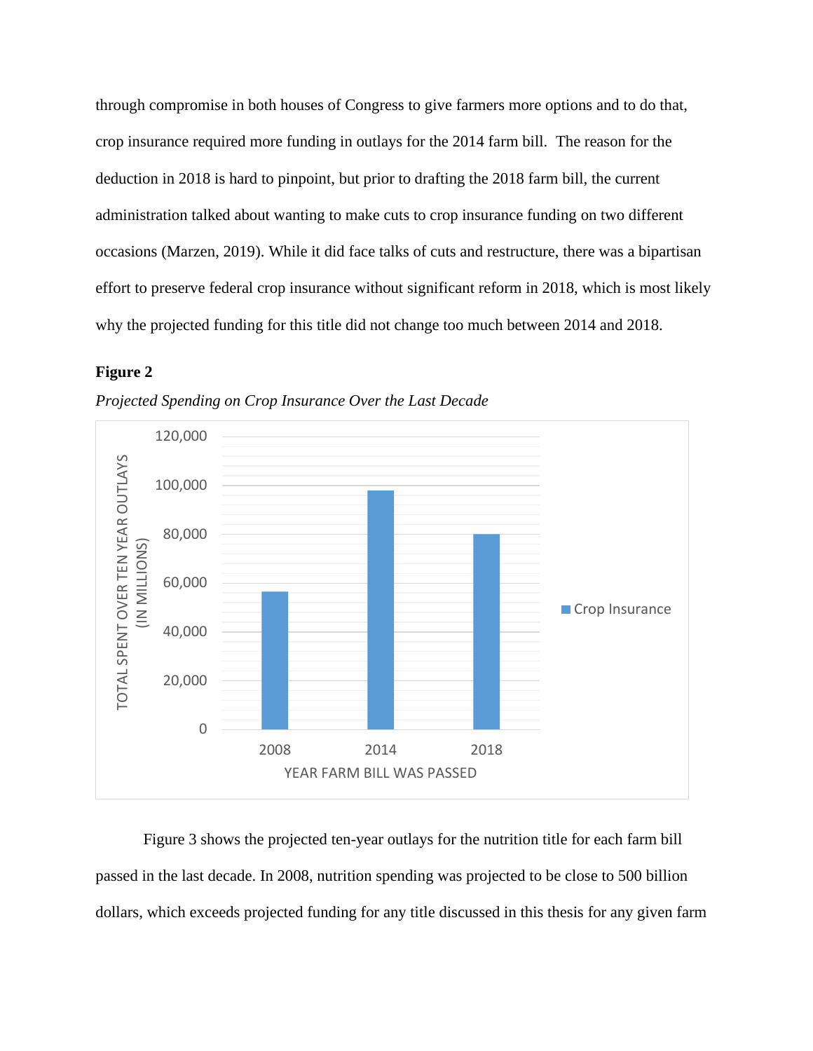through compromise in both houses of Congress to give farmers more options and to do that, crop insurance required more funding in outlays for the 2014 farm bill. The reason for the deduction in 2018 is hard to pinpoint, but prior to drafting the 2018 farm bill, the current administration talked about wanting to make cuts to crop insurance funding on two different occasions (Marzen, 2019). While it did face talks of cuts and restructure, there was a bipartisan effort to preserve federal crop insurance without significant reform in 2018, which is most likely why the projected funding for this title did not change too much between 2014 and 2018.

**Figure 2**

*Projected Spending on Crop Insurance Over the Last Decade*

Figure 3 shows the projected ten-year outlays for the nutrition title for each farm bill passed in the last decade. In 2008, nutrition spending was projected to be close to 500 billion dollars, which exceeds projected funding for any title discussed in this thesis for any given farm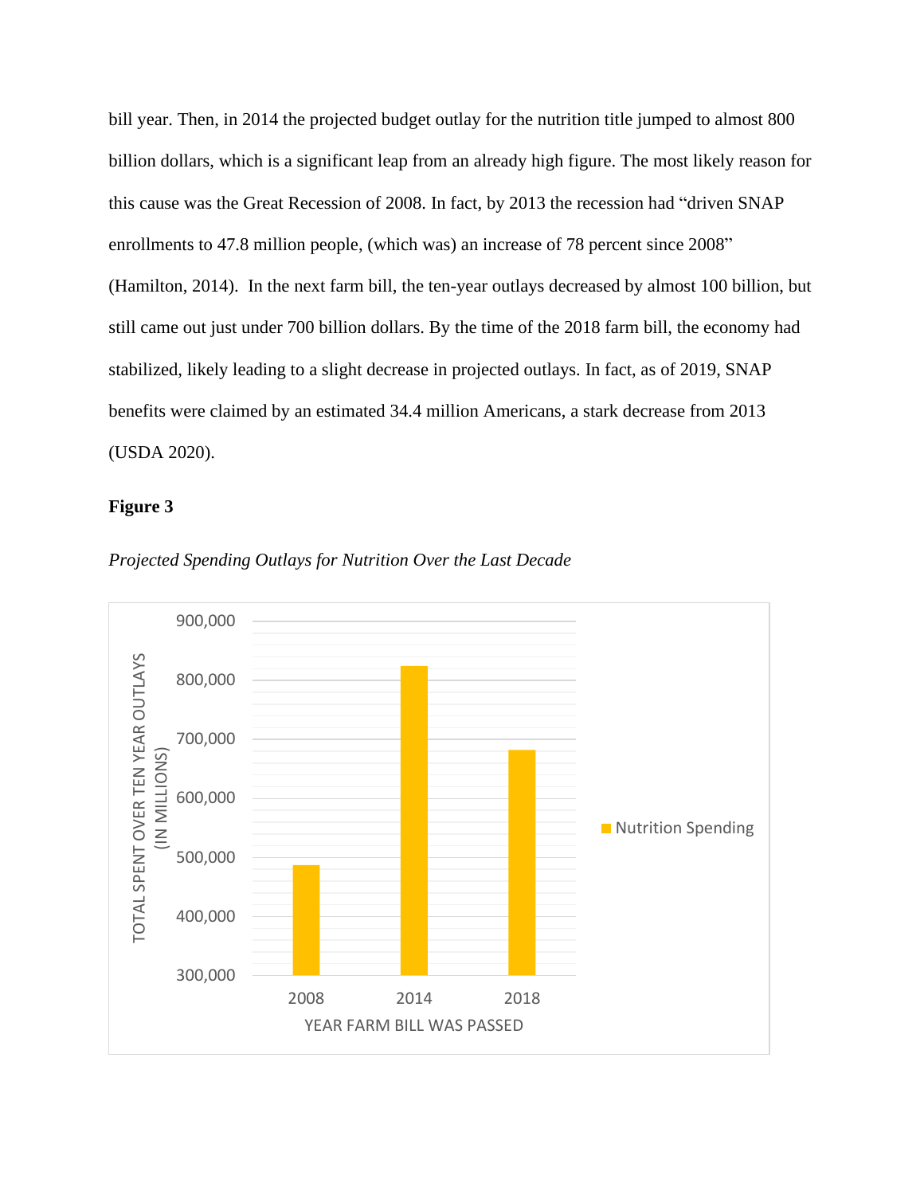bill year. Then, in 2014 the projected budget outlay for the nutrition title jumped to almost 800 billion dollars, which is a significant leap from an already high figure. The most likely reason for this cause was the Great Recession of 2008. In fact, by 2013 the recession had "driven SNAP enrollments to 47.8 million people, (which was) an increase of 78 percent since 2008" (Hamilton, 2014). In the next farm bill, the ten-year outlays decreased by almost 100 billion, but still came out just under 700 billion dollars. By the time of the 2018 farm bill, the economy had stabilized, likely leading to a slight decrease in projected outlays. In fact, as of 2019, SNAP benefits were claimed by an estimated 34.4 million Americans, a stark decrease from 2013 (USDA 2020).

**Figure 3**

*Projected Spending Outlays for Nutrition Over the Last Decade*

TOTAL SPENT OVER TEN YEAR OUTLAYS (IN MILLIONS)

900,000
800,000
700,000
600,000
500,000
400,000
300,000

2008 2014 2018

YEAR FARM BILL WAS PASSED

Nutrition Spending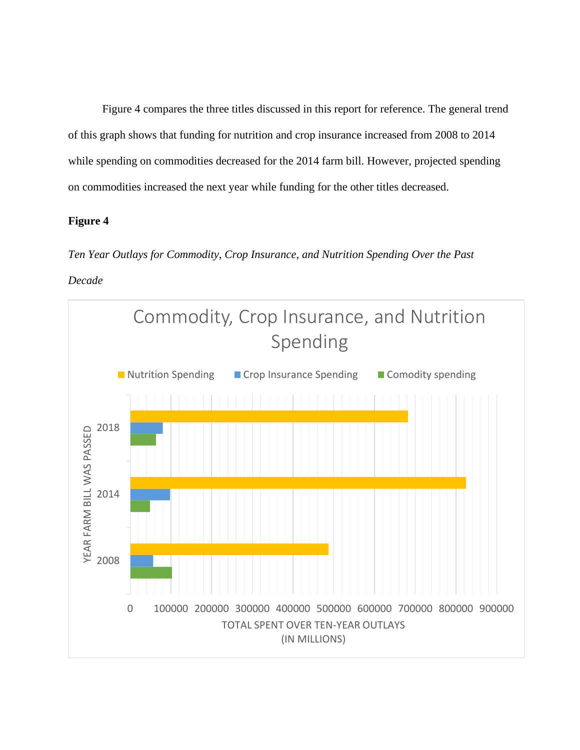Figure 4 compares the three titles discussed in this report for reference. The general trend of this graph shows that funding for nutrition and crop insurance increased from 2008 to 2014 while spending on commodities decreased for the 2014 farm bill. However, projected spending on commodities increased the next year while funding for the other titles decreased.

**Figure 4**

*Ten Year Outlays for Commodity, Crop Insurance, and Nutrition Spending Over the Past Decade*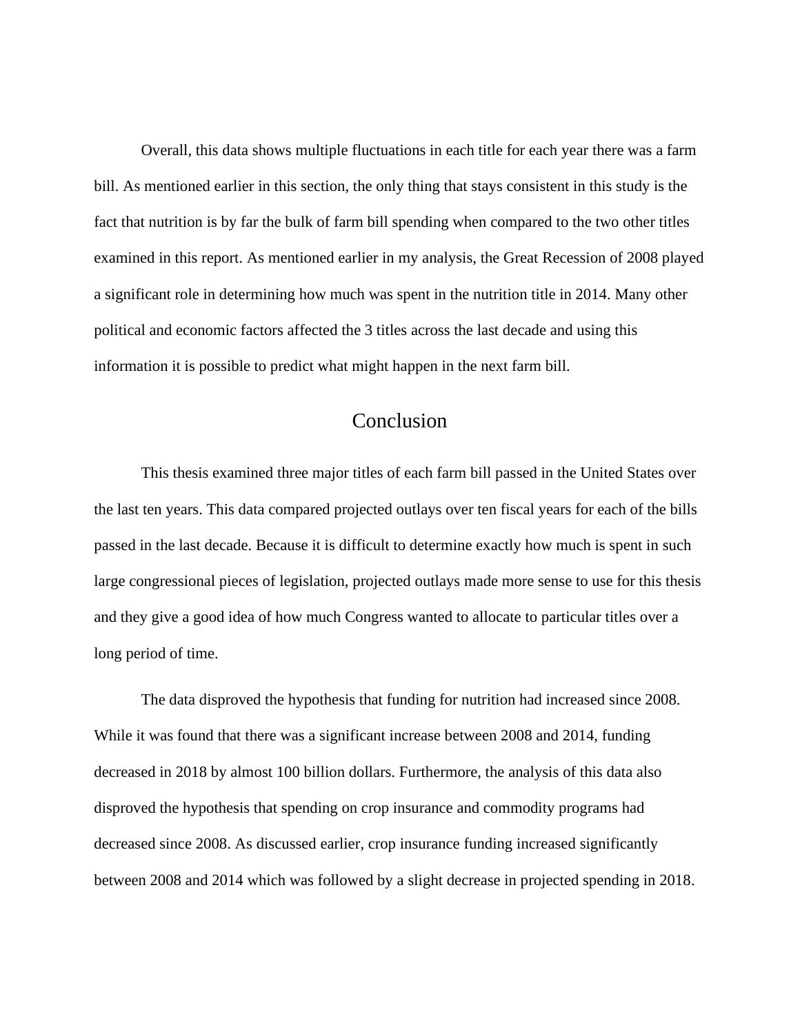Overall, this data shows multiple fluctuations in each title for each year there was a farm bill. As mentioned earlier in this section, the only thing that stays consistent in this study is the fact that nutrition is by far the bulk of farm bill spending when compared to the two other titles examined in this report. As mentioned earlier in my analysis, the Great Recession of 2008 played a significant role in determining how much was spent in the nutrition title in 2014. Many other political and economic factors affected the 3 titles across the last decade and using this information it is possible to predict what might happen in the next farm bill.

## Conclusion

This thesis examined three major titles of each farm bill passed in the United States over the last ten years. This data compared projected outlays over ten fiscal years for each of the bills passed in the last decade. Because it is difficult to determine exactly how much is spent in such large congressional pieces of legislation, projected outlays made more sense to use for this thesis and they give a good idea of how much Congress wanted to allocate to particular titles over a long period of time.

The data disproved the hypothesis that funding for nutrition had increased since 2008. While it was found that there was a significant increase between 2008 and 2014, funding decreased in 2018 by almost 100 billion dollars. Furthermore, the analysis of this data also disproved the hypothesis that spending on crop insurance and commodity programs had decreased since 2008. As discussed earlier, crop insurance funding increased significantly between 2008 and 2014 which was followed by a slight decrease in projected spending in 2018.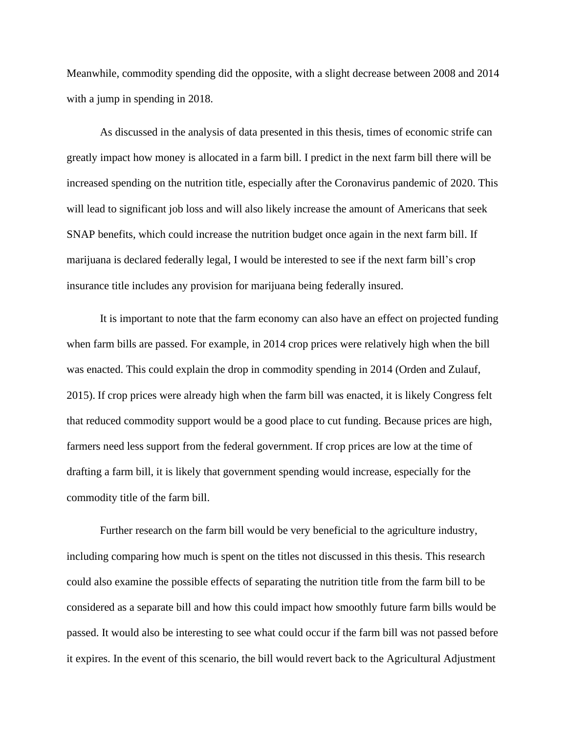Meanwhile, commodity spending did the opposite, with a slight decrease between 2008 and 2014 with a jump in spending in 2018.

As discussed in the analysis of data presented in this thesis, times of economic strife can greatly impact how money is allocated in a farm bill. I predict in the next farm bill there will be increased spending on the nutrition title, especially after the Coronavirus pandemic of 2020. This will lead to significant job loss and will also likely increase the amount of Americans that seek SNAP benefits, which could increase the nutrition budget once again in the next farm bill. If marijuana is declared federally legal, I would be interested to see if the next farm bill's crop insurance title includes any provision for marijuana being federally insured.

It is important to note that the farm economy can also have an effect on projected funding when farm bills are passed. For example, in 2014 crop prices were relatively high when the bill was enacted. This could explain the drop in commodity spending in 2014 (Orden and Zulauf, 2015). If crop prices were already high when the farm bill was enacted, it is likely Congress felt that reduced commodity support would be a good place to cut funding. Because prices are high, farmers need less support from the federal government. If crop prices are low at the time of drafting a farm bill, it is likely that government spending would increase, especially for the commodity title of the farm bill.

Further research on the farm bill would be very beneficial to the agriculture industry, including comparing how much is spent on the titles not discussed in this thesis. This research could also examine the possible effects of separating the nutrition title from the farm bill to be considered as a separate bill and how this could impact how smoothly future farm bills would be passed. It would also be interesting to see what could occur if the farm bill was not passed before it expires. In the event of this scenario, the bill would revert back to the Agricultural Adjustment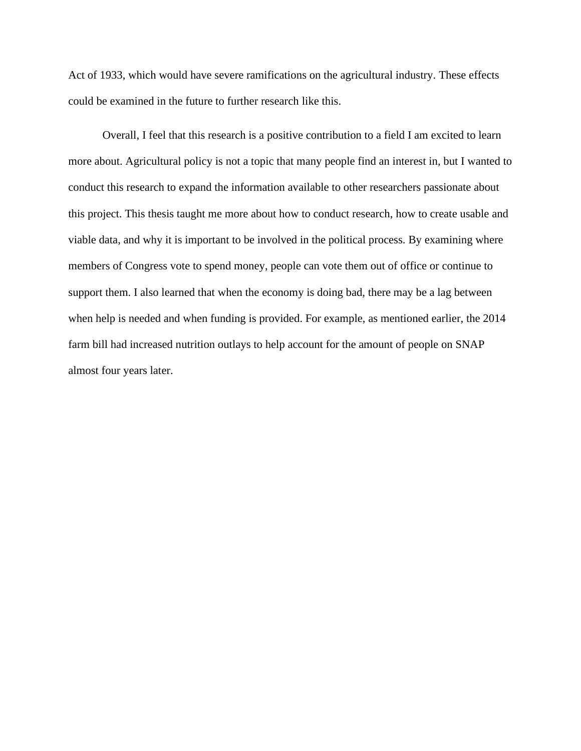Act of 1933, which would have severe ramifications on the agricultural industry. These effects could be examined in the future to further research like this.

Overall, I feel that this research is a positive contribution to a field I am excited to learn more about. Agricultural policy is not a topic that many people find an interest in, but I wanted to conduct this research to expand the information available to other researchers passionate about this project. This thesis taught me more about how to conduct research, how to create usable and viable data, and why it is important to be involved in the political process. By examining where members of Congress vote to spend money, people can vote them out of office or continue to support them. I also learned that when the economy is doing bad, there may be a lag between when help is needed and when funding is provided. For example, as mentioned earlier, the 2014 farm bill had increased nutrition outlays to help account for the amount of people on SNAP almost four years later.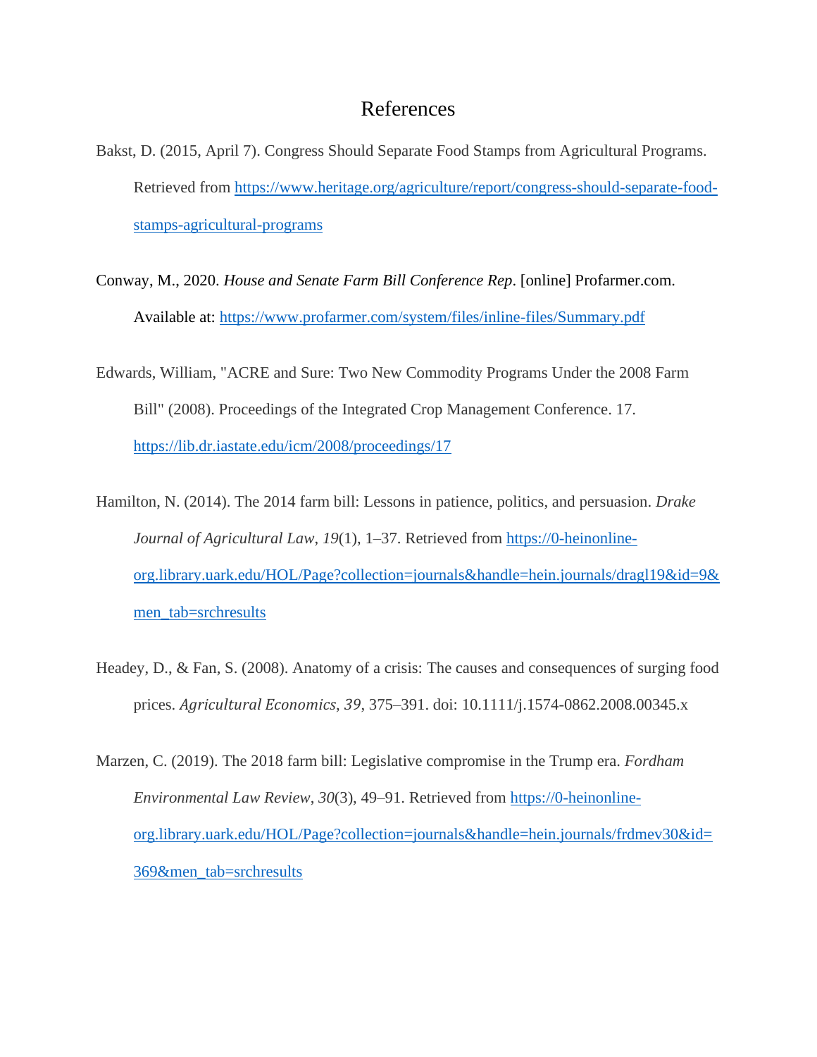# References

Bakst, D. (2015, April 7). Congress Should Separate Food Stamps from Agricultural Programs. Retrieved from https://www.heritage.org/agriculture/report/congress-should-separate-food-stamps-agricultural-programs

Conway, M., 2020. *House and Senate Farm Bill Conference Rep*. [online] Profarmer.com. Available at: https://www.profarmer.com/system/files/inline-files/Summary.pdf

Edwards, William, "ACRE and Sure: Two New Commodity Programs Under the 2008 Farm Bill" (2008). Proceedings of the Integrated Crop Management Conference. 17. https://lib.dr.iastate.edu/icm/2008/proceedings/17

Hamilton, N. (2014). The 2014 farm bill: Lessons in patience, politics, and persuasion. *Drake Journal of Agricultural Law*, *19*(1), 1–37. Retrieved from https://0-heinonline-org.library.uark.edu/HOL/Page?collection=journals&handle=hein.journals/dragl19&id=9&men_tab=srchresults

Headey, D., & Fan, S. (2008). Anatomy of a crisis: The causes and consequences of surging food prices. *Agricultural Economics*, *39*, 375–391. doi: 10.1111/j.1574-0862.2008.00345.x

Marzen, C. (2019). The 2018 farm bill: Legislative compromise in the Trump era. *Fordham Environmental Law Review*, *30*(3), 49–91. Retrieved from https://0-heinonline-org.library.uark.edu/HOL/Page?collection=journals&handle=hein.journals/frdmev30&id=369&men_tab=srchresults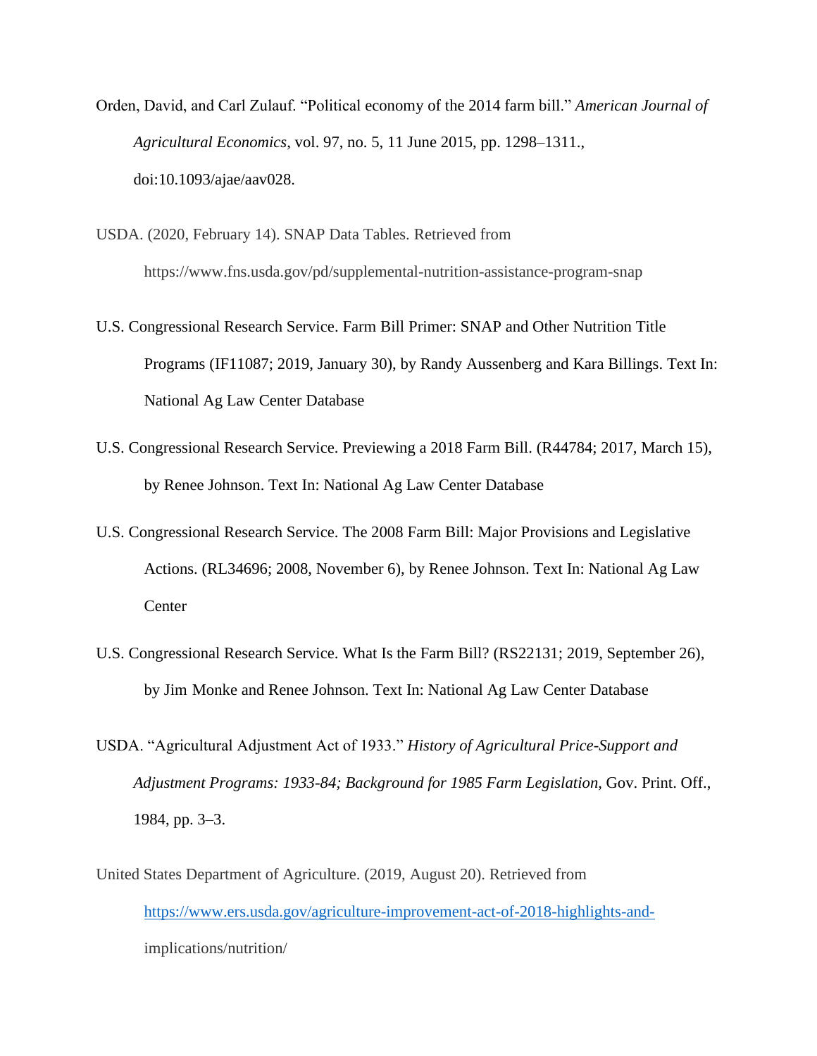Orden, David, and Carl Zulauf. “Political economy of the 2014 farm bill.” *American Journal of Agricultural Economics*, vol. 97, no. 5, 11 June 2015, pp. 1298–1311., doi:10.1093/ajae/aav028.

USDA. (2020, February 14). SNAP Data Tables. Retrieved from https://www.fns.usda.gov/pd/supplemental-nutrition-assistance-program-snap

U.S. Congressional Research Service. Farm Bill Primer: SNAP and Other Nutrition Title Programs (IF11087; 2019, January 30), by Randy Aussenberg and Kara Billings. Text In: National Ag Law Center Database

U.S. Congressional Research Service. Previewing a 2018 Farm Bill. (R44784; 2017, March 15), by Renee Johnson. Text In: National Ag Law Center Database

U.S. Congressional Research Service. The 2008 Farm Bill: Major Provisions and Legislative Actions. (RL34696; 2008, November 6), by Renee Johnson. Text In: National Ag Law Center

U.S. Congressional Research Service. What Is the Farm Bill? (RS22131; 2019, September 26), by Jim Monke and Renee Johnson. Text In: National Ag Law Center Database

USDA. “Agricultural Adjustment Act of 1933.” *History of Agricultural Price-Support and Adjustment Programs: 1933-84; Background for 1985 Farm Legislation*, Gov. Print. Off., 1984, pp. 3–3.

United States Department of Agriculture. (2019, August 20). Retrieved from https://www.ers.usda.gov/agriculture-improvement-act-of-2018-highlights-and-implications/nutrition/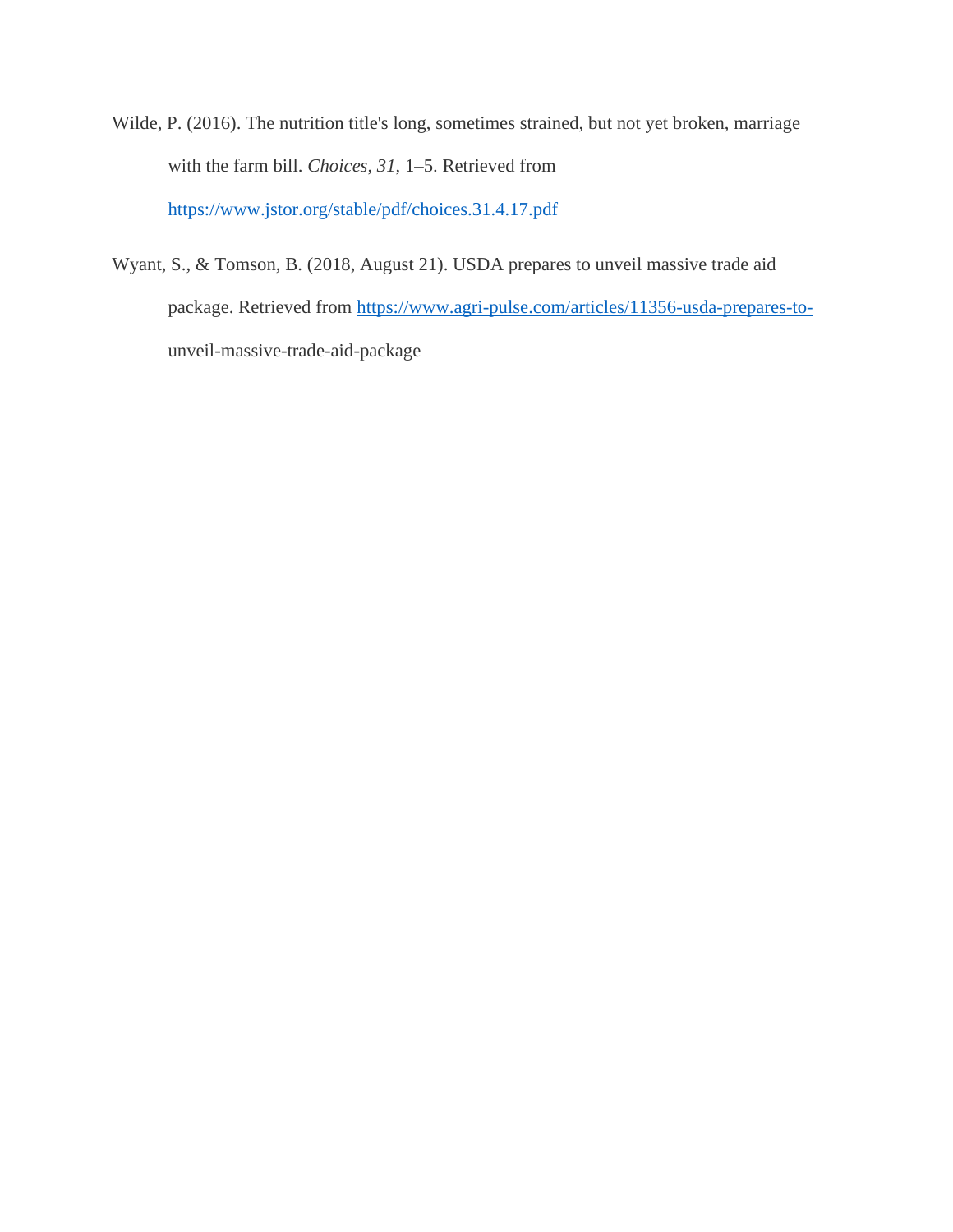Wilde, P. (2016). The nutrition title's long, sometimes strained, but not yet broken, marriage with the farm bill. *Choices*, *31*, 1–5. Retrieved from https://www.jstor.org/stable/pdf/choices.31.4.17.pdf

Wyant, S., & Tomson, B. (2018, August 21). USDA prepares to unveil massive trade aid package. Retrieved from https://www.agri-pulse.com/articles/11356-usda-prepares-to-unveil-massive-trade-aid-package